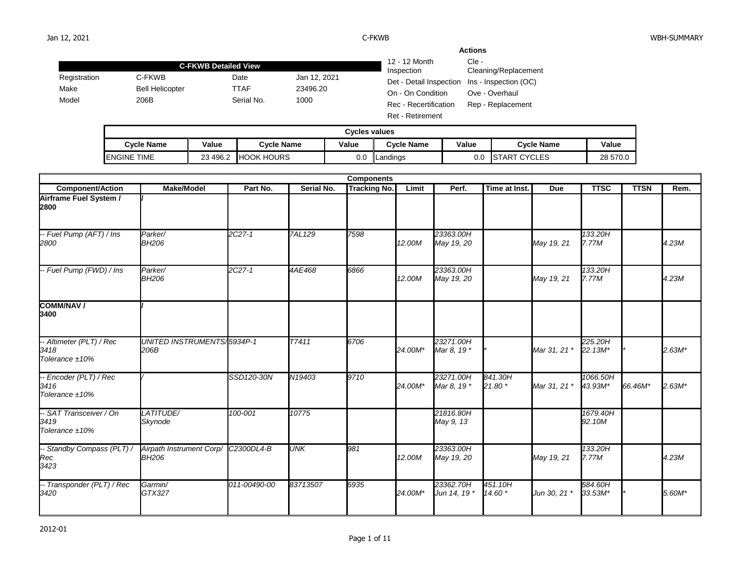## C-FKWB Detailed View

| | | | |
|---|---|---|---|
| Registration | C-FKWB | Date | Jan 12, 2021 |
| Make | Bell Helicopter | TTAF | 23496.20 |
| Model | 206B | Serial No. | 1000 |

**Actions**

| | |
|---|---|
| 12 - 12 Month Inspection | Cle - Cleaning/Replacement |
| Det - Detail Inspection | Ins - Inspection (OC) |
| On - On Condition | Ove - Overhaul |
| Rec - Recertification | Rep - Replacement |
| Ret - Retirement | |

**Cycles values**

| Cycle Name | Value | Cycle Name | Value | Cycle Name | Value | Cycle Name | Value |
|---|---|---|---|---|---|---|---|
| ENGINE TIME | 23 496.2 | HOOK HOURS | 0.0 | Landings | 0.0 | START CYCLES | 28 570.0 |

**Components**

| Component/Action | Make/Model | Part No. | Serial No. | Tracking No. | Limit | Perf. | Time at Inst. | Due | TTSC | TTSN | Rem. |
|---|---|---|---|---|---|---|---|---|---|---|---|
| **Airframe Fuel System / 2800** | / | | | | | | | | | | |
| *-- Fuel Pump (AFT) / Ins 2800* | *Parker/ BH206* | *2C27-1* | *7AL129* | *7598* | *12.00M* | *23363.00H May 19, 20* | | *May 19, 21* | *133.20H 7.77M* | | *4.23M* |
| *-- Fuel Pump (FWD) / Ins* | *Parker/ BH206* | *2C27-1* | *4AE468* | *6866* | *12.00M* | *23363.00H May 19, 20* | | *May 19, 21* | *133.20H 7.77M* | | *4.23M* |
| **COMM/NAV / 3400** | / | | | | | | | | | | |
| *-- Altimeter (PLT) / Rec 3418 Tolerance ±10%* | *UNITED INSTRUMENTS/ 206B* | *5934P-1* | *T7411* | *6706* | *24.00M** | *23271.00H Mar 8, 19 ** | ** | *Mar 31, 21 ** | *225.20H 22.13M** | ** | *2.63M** |
| *-- Encoder (PLT) / Rec 3416 Tolerance ±10%* | */* | *SSD120-30N* | *N19403* | *9710* | *24.00M** | *23271.00H Mar 8, 19 ** | *841.30H 21.80 ** | *Mar 31, 21 ** | *1066.50H 43.93M** | *66.46M** | *2.63M** |
| *-- SAT Transceiver / On 3419 Tolerance ±10%* | *LATITUDE/ Skynode* | *100-001* | *10775* | | | *21816.80H May 9, 13* | | | *1679.40H 92.10M* | | |
| *-- Standby Compass (PLT) / Rec 3423* | *Airpath Instrument Corp/ BH206* | *C2300DL4-B* | *UNK* | *981* | *12.00M* | *23363.00H May 19, 20* | | *May 19, 21* | *133.20H 7.77M* | | *4.23M* |
| *-- Transponder (PLT) / Rec 3420* | *Garmin/ GTX327* | *011-00490-00* | *83713507* | *5935* | *24.00M** | *23362.70H Jun 14, 19 ** | *451.10H 14.60 ** | *Jun 30, 21 ** | *584.60H 33.53M** | ** | *5.60M** |

2012-01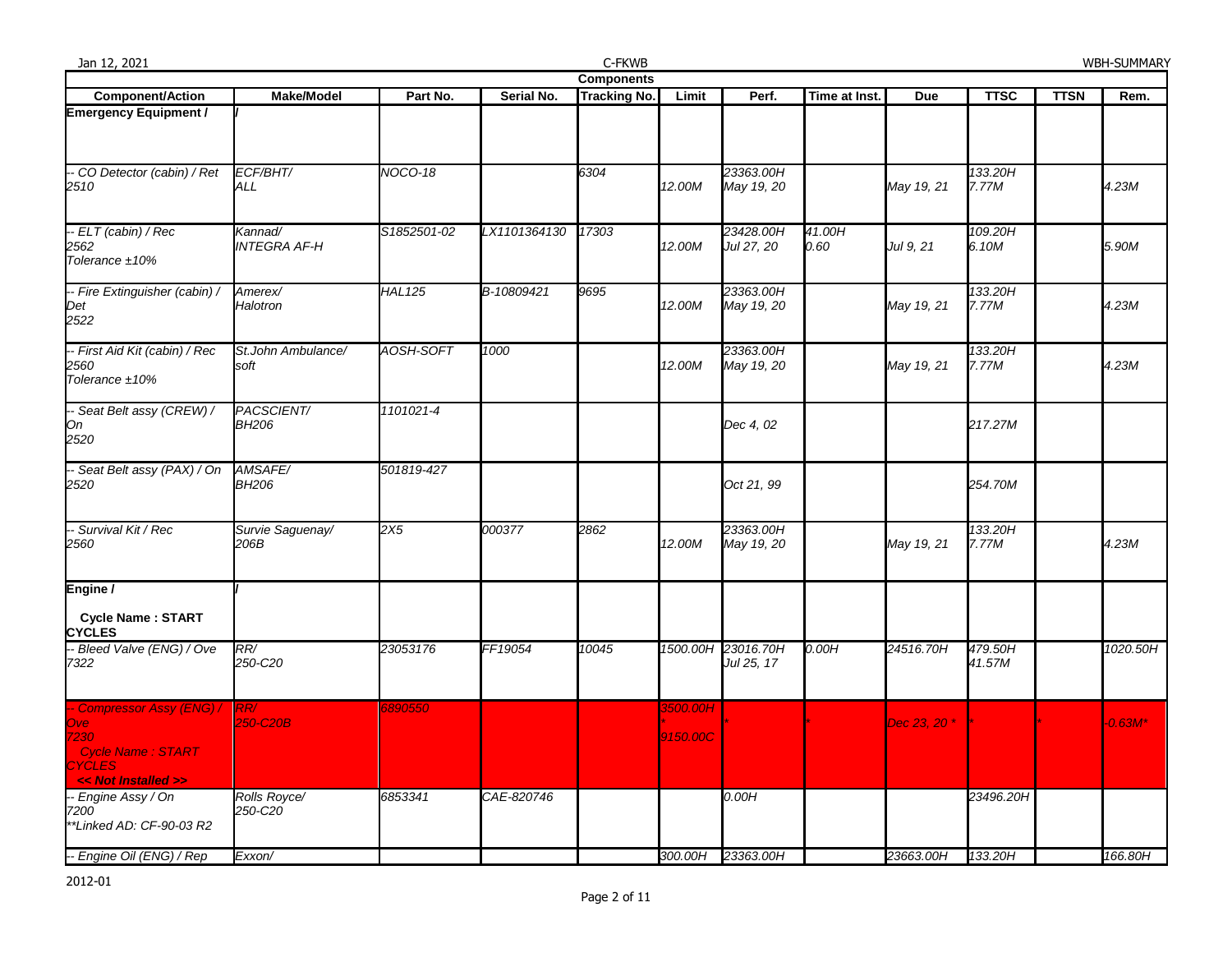| Components | | | | | | | | | | | |
|---|---|---|---|---|---|---|---|---|---|---|---|
| **Component/Action** | **Make/Model** | **Part No.** | **Serial No.** | **Tracking No.** | **Limit** | **Perf.** | **Time at Inst.** | **Due** | **TTSC** | **TTSN** | **Rem.** |
| **Emergency Equipment /** | / | | | | | | | | | | |
| -- CO Detector (cabin) / Ret 2510 | ECF/BHT/ ALL | NOCO-18 | | 6304 | 12.00M | 23363.00H May 19, 20 | | May 19, 21 | 133.20H 7.77M | | 4.23M |
| -- ELT (cabin) / Rec 2562 Tolerance ±10% | Kannad/ INTEGRA AF-H | S1852501-02 | LX1101364130 | 17303 | 12.00M | 23428.00H Jul 27, 20 | 41.00H 0.60 | Jul 9, 21 | 109.20H 6.10M | | 5.90M |
| -- Fire Extinguisher (cabin) / Det 2522 | Amerex/ Halotron | HAL125 | B-10809421 | 9695 | 12.00M | 23363.00H May 19, 20 | | May 19, 21 | 133.20H 7.77M | | 4.23M |
| -- First Aid Kit (cabin) / Rec 2560 Tolerance ±10% | St.John Ambulance/ soft | AOSH-SOFT | 1000 | | 12.00M | 23363.00H May 19, 20 | | May 19, 21 | 133.20H 7.77M | | 4.23M |
| -- Seat Belt assy (CREW) / On 2520 | PACSCIENT/ BH206 | 1101021-4 | | | | Dec 4, 02 | | | 217.27M | | |
| -- Seat Belt assy (PAX) / On 2520 | AMSAFE/ BH206 | 501819-427 | | | | Oct 21, 99 | | | 254.70M | | |
| -- Survival Kit / Rec 2560 | Survie Saguenay/ 206B | 2X5 | 000377 | 2862 | 12.00M | 23363.00H May 19, 20 | | May 19, 21 | 133.20H 7.77M | | 4.23M |
| **Engine /** **Cycle Name : START CYCLES** | / | | | | | | | | | | |
| -- Bleed Valve (ENG) / Ove 7322 | RR/ 250-C20 | 23053176 | FF19054 | 10045 | 1500.00H | 23016.70H Jul 25, 17 | 0.00H | 24516.70H | 479.50H 41.57M | | 1020.50H |
| -- Compressor Assy (ENG) / Ove 7230 Cycle Name : START CYCLES **<< Not Installed >>** | RR/ 250-C20B | 6890550 | | | 3500.00H * 9150.00C | * | * | Dec 23, 20 * | * | * | -0.63M* |
| -- Engine Assy / On 7200 **Linked AD: CF-90-03 R2 | Rolls Royce/ 250-C20 | 6853341 | CAE-820746 | | | 0.00H | | | 23496.20H | | |
| -- Engine Oil (ENG) / Rep | Exxon/ | | | | 300.00H | 23363.00H | | 23663.00H | 133.20H | | 166.80H |

2012-01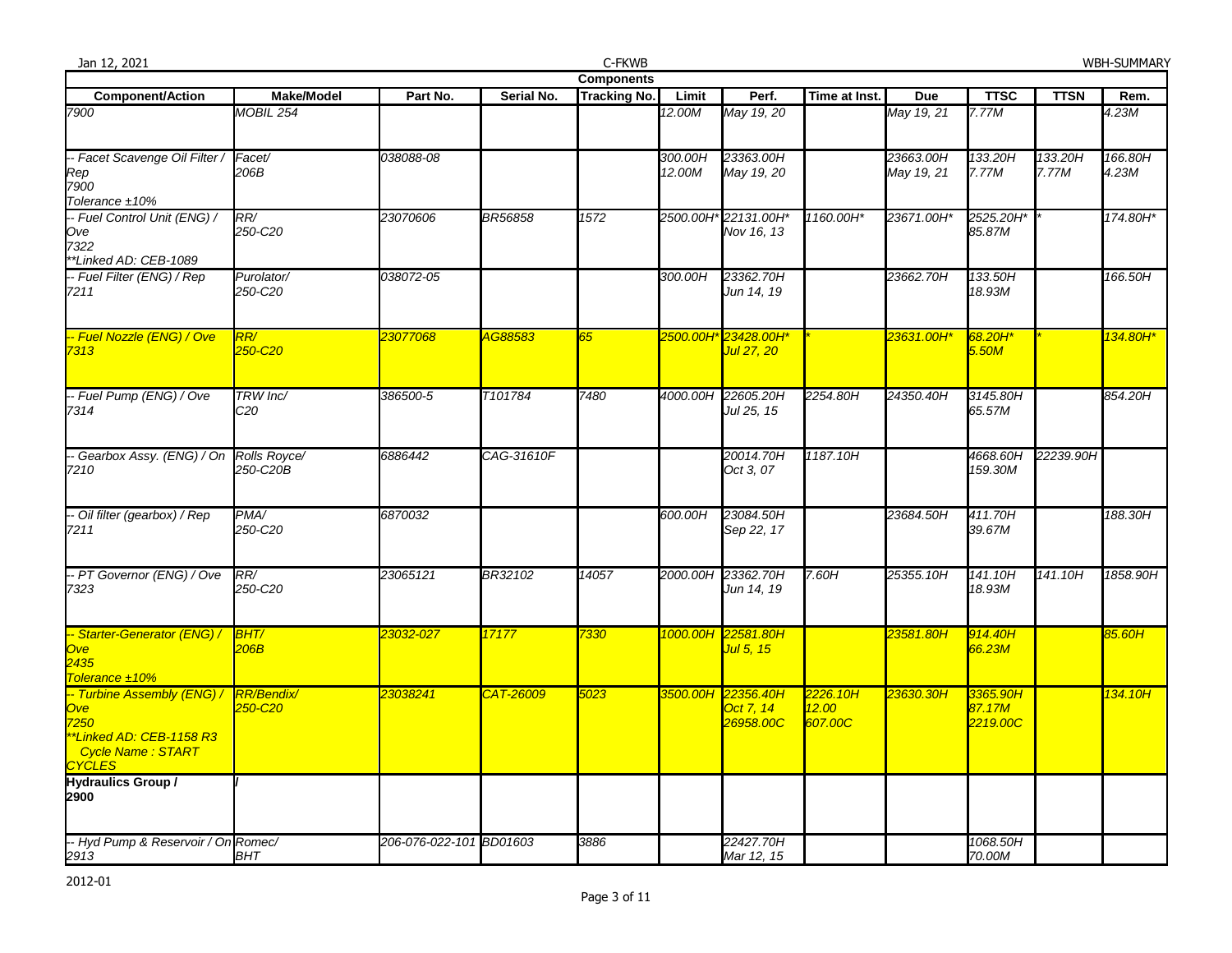| Components | | | | | | | | | | | |
|---|---|---|---|---|---|---|---|---|---|---|---|
| **Component/Action** | **Make/Model** | **Part No.** | **Serial No.** | **Tracking No.** | **Limit** | **Perf.** | **Time at Inst.** | **Due** | **TTSC** | **TTSN** | **Rem.** |
| 7900 | MOBIL 254 | | | | 12.00M | May 19, 20 | | May 19, 21 | 7.77M | | 4.23M |
| -- Facet Scavenge Oil Filter / Rep<br>7900<br>Tolerance ±10% | Facet/<br>206B | 038088-08 | | | 300.00H<br>12.00M | 23363.00H<br>May 19, 20 | | 23663.00H<br>May 19, 21 | 133.20H<br>7.77M | 133.20H<br>7.77M | 166.80H<br>4.23M |
| -- Fuel Control Unit (ENG) / Ove<br>7322<br>**Linked AD: CEB-1089 | RR/<br>250-C20 | 23070606 | BR56858 | 1572 | 2500.00H* | 22131.00H*<br>Nov 16, 13 | 1160.00H* | 23671.00H* | 2525.20H*<br>85.87M | * | 174.80H* |
| -- Fuel Filter (ENG) / Rep<br>7211 | Purolator/<br>250-C20 | 038072-05 | | | 300.00H | 23362.70H<br>Jun 14, 19 | | 23662.70H | 133.50H<br>18.93M | | 166.50H |
| -- Fuel Nozzle (ENG) / Ove<br>7313 | RR/<br>250-C20 | 23077068 | AG88583 | 65 | 2500.00H* | 23428.00H*<br>Jul 27, 20 | * | 23631.00H* | 68.20H*<br>5.50M | * | 134.80H* |
| -- Fuel Pump (ENG) / Ove<br>7314 | TRW Inc/<br>C20 | 386500-5 | T101784 | 7480 | 4000.00H | 22605.20H<br>Jul 25, 15 | 2254.80H | 24350.40H | 3145.80H<br>65.57M | | 854.20H |
| -- Gearbox Assy. (ENG) / On<br>7210 | Rolls Royce/<br>250-C20B | 6886442 | CAG-31610F | | | 20014.70H<br>Oct 3, 07 | 1187.10H | | 4668.60H<br>159.30M | 22239.90H | |
| -- Oil filter (gearbox) / Rep<br>7211 | PMA/<br>250-C20 | 6870032 | | | 600.00H | 23084.50H<br>Sep 22, 17 | | 23684.50H | 411.70H<br>39.67M | | 188.30H |
| -- PT Governor (ENG) / Ove<br>7323 | RR/<br>250-C20 | 23065121 | BR32102 | 14057 | 2000.00H | 23362.70H<br>Jun 14, 19 | 7.60H | 25355.10H | 141.10H<br>18.93M | 141.10H | 1858.90H |
| -- Starter-Generator (ENG) / Ove<br>2435<br>Tolerance ±10% | BHT/<br>206B | 23032-027 | 17177 | 7330 | 1000.00H | 22581.80H<br>Jul 5, 15 | | 23581.80H | 914.40H<br>66.23M | | 85.60H |
| -- Turbine Assembly (ENG) / Ove<br>7250<br>**Linked AD: CEB-1158 R3<br>Cycle Name : START CYCLES | RR/Bendix/<br>250-C20 | 23038241 | CAT-26009 | 5023 | 3500.00H | 22356.40H<br>Oct 7, 14<br>26958.00C | 2226.10H<br>12.00<br>607.00C | 23630.30H | 3365.90H<br>87.17M<br>2219.00C | | 134.10H |
| **Hydraulics Group /**<br>**2900** | / | | | | | | | | | | |
| -- Hyd Pump & Reservoir / On<br>2913 | Romec/<br>BHT | 206-076-022-101 | BD01603 | 3886 | | 22427.70H<br>Mar 12, 15 | | | 1068.50H<br>70.00M | | |

2012-01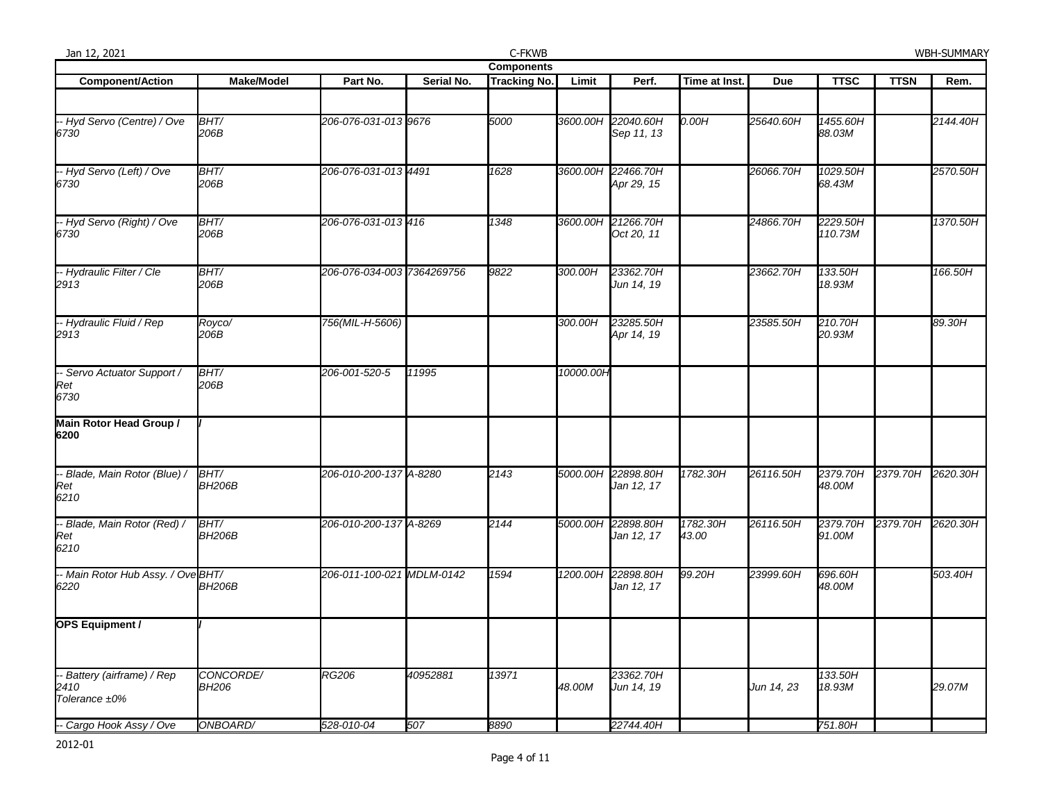| Components | | | | | | | | | | | |
|---|---|---|---|---|---|---|---|---|---|---|---|
| **Component/Action** | **Make/Model** | **Part No.** | **Serial No.** | **Tracking No.** | **Limit** | **Perf.** | **Time at Inst.** | **Due** | **TTSC** | **TTSN** | **Rem.** |
| | | | | | | | | | | | |
| -- Hyd Servo (Centre) / Ove 6730 | BHT/ 206B | 206-076-031-013 | 9676 | 5000 | 3600.00H | 22040.60H Sep 11, 13 | 0.00H | 25640.60H | 1455.60H 88.03M | | 2144.40H |
| -- Hyd Servo (Left) / Ove 6730 | BHT/ 206B | 206-076-031-013 | 4491 | 1628 | 3600.00H | 22466.70H Apr 29, 15 | | 26066.70H | 1029.50H 68.43M | | 2570.50H |
| -- Hyd Servo (Right) / Ove 6730 | BHT/ 206B | 206-076-031-013 | 416 | 1348 | 3600.00H | 21266.70H Oct 20, 11 | | 24866.70H | 2229.50H 110.73M | | 1370.50H |
| -- Hydraulic Filter / Cle 2913 | BHT/ 206B | 206-076-034-003 | 7364269756 | 9822 | 300.00H | 23362.70H Jun 14, 19 | | 23662.70H | 133.50H 18.93M | | 166.50H |
| -- Hydraulic Fluid / Rep 2913 | Royco/ 206B | 756(MIL-H-5606) | | | 300.00H | 23285.50H Apr 14, 19 | | 23585.50H | 210.70H 20.93M | | 89.30H |
| -- Servo Actuator Support / Ret 6730 | BHT/ 206B | 206-001-520-5 | 11995 | | 10000.00H | | | | | | |
| **Main Rotor Head Group / 6200** | / | | | | | | | | | | |
| -- Blade, Main Rotor (Blue) / Ret 6210 | BHT/ BH206B | 206-010-200-137 | A-8280 | 2143 | 5000.00H | 22898.80H Jan 12, 17 | 1782.30H | 26116.50H | 2379.70H 48.00M | 2379.70H | 2620.30H |
| -- Blade, Main Rotor (Red) / Ret 6210 | BHT/ BH206B | 206-010-200-137 | A-8269 | 2144 | 5000.00H | 22898.80H Jan 12, 17 | 1782.30H 43.00 | 26116.50H | 2379.70H 91.00M | 2379.70H | 2620.30H |
| -- Main Rotor Hub Assy. / Ove 6220 | BHT/ BH206B | 206-011-100-021 | MDLM-0142 | 1594 | 1200.00H | 22898.80H Jan 12, 17 | 99.20H | 23999.60H | 696.60H 48.00M | | 503.40H |
| **OPS Equipment /** | / | | | | | | | | | | |
| -- Battery (airframe) / Rep 2410 Tolerance ±0% | CONCORDE/ BH206 | RG206 | 40952881 | 13971 | 48.00M | 23362.70H Jun 14, 19 | | Jun 14, 23 | 133.50H 18.93M | | 29.07M |
| -- Cargo Hook Assy / Ove | ONBOARD/ | 528-010-04 | 507 | 8890 | | 22744.40H | | | 751.80H | | |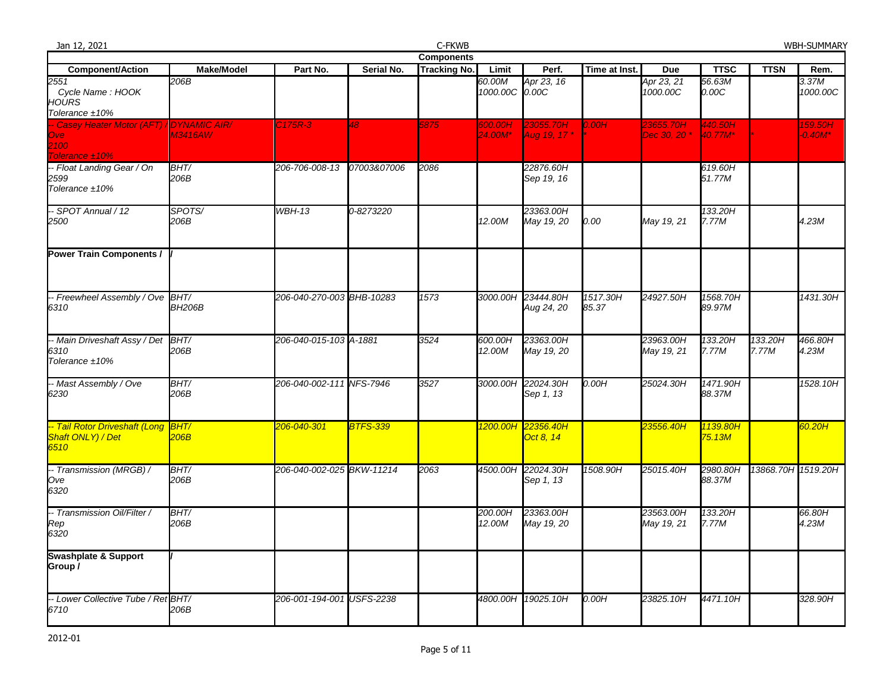| Components | | | | | | | | | | | |
|---|---|---|---|---|---|---|---|---|---|---|---|
| **Component/Action** | **Make/Model** | **Part No.** | **Serial No.** | **Tracking No.** | **Limit** | **Perf.** | **Time at Inst.** | **Due** | **TTSC** | **TTSN** | **Rem.** |
| *2551 Cycle Name : HOOK HOURS Tolerance ±10%* | *206B* | | | | *60.00M 1000.00C* | *Apr 23, 16 0.00C* | | *Apr 23, 21 1000.00C* | *56.63M 0.00C* | | *3.37M 1000.00C* |
| *-- Casey Heater Motor (AFT) / Ove 2100 Tolerance ±10%* | *DYNAMIC AIR/ M3416AW* | *C175R-3* | *48* | *5875* | *600.00H 24.00M** | *23055.70H Aug 19, 17 ** | *0.00H ** | *23655.70H Dec 30, 20 ** | *440.50H 40.77M** | ** | *159.50H -0.40M** |
| *-- Float Landing Gear / On 2599 Tolerance ±10%* | *BHT/ 206B* | *206-706-008-13* | *07003&07006* | *2086* | | *22876.60H Sep 19, 16* | | | *619.60H 51.77M* | | |
| *-- SPOT Annual / 12 2500* | *SPOTS/ 206B* | *WBH-13* | *0-8273220* | | *12.00M* | *23363.00H May 19, 20* | *0.00* | *May 19, 21* | *133.20H 7.77M* | | *4.23M* |
| **Power Train Components /** | */* | | | | | | | | | | |
| *-- Freewheel Assembly / Ove 6310* | *BHT/ BH206B* | *206-040-270-003* | *BHB-10283* | *1573* | *3000.00H* | *23444.80H Aug 24, 20* | *1517.30H 85.37* | *24927.50H* | *1568.70H 89.97M* | | *1431.30H* |
| *-- Main Driveshaft Assy / Det 6310 Tolerance ±10%* | *BHT/ 206B* | *206-040-015-103* | *A-1881* | *3524* | *600.00H 12.00M* | *23363.00H May 19, 20* | | *23963.00H May 19, 21* | *133.20H 7.77M* | *133.20H 7.77M* | *466.80H 4.23M* |
| *-- Mast Assembly / Ove 6230* | *BHT/ 206B* | *206-040-002-111* | *NFS-7946* | *3527* | *3000.00H* | *22024.30H Sep 1, 13* | *0.00H* | *25024.30H* | *1471.90H 88.37M* | | *1528.10H* |
| *-- Tail Rotor Driveshaft (Long Shaft ONLY) / Det 6510* | *BHT/ 206B* | *206-040-301* | *BTFS-339* | | *1200.00H* | *22356.40H Oct 8, 14* | | *23556.40H* | *1139.80H 75.13M* | | *60.20H* |
| *-- Transmission (MRGB) / Ove 6320* | *BHT/ 206B* | *206-040-002-025* | *BKW-11214* | *2063* | *4500.00H* | *22024.30H Sep 1, 13* | *1508.90H* | *25015.40H* | *2980.80H 88.37M* | *13868.70H* | *1519.20H* |
| *-- Transmission Oil/Filter / Rep 6320* | *BHT/ 206B* | | | | *200.00H 12.00M* | *23363.00H May 19, 20* | | *23563.00H May 19, 21* | *133.20H 7.77M* | | *66.80H 4.23M* |
| **Swashplate & Support Group /** | */* | | | | | | | | | | |
| *-- Lower Collective Tube / Ret 6710* | *BHT/ 206B* | *206-001-194-001* | *USFS-2238* | | *4800.00H* | *19025.10H* | *0.00H* | *23825.10H* | *4471.10H* | | *328.90H* |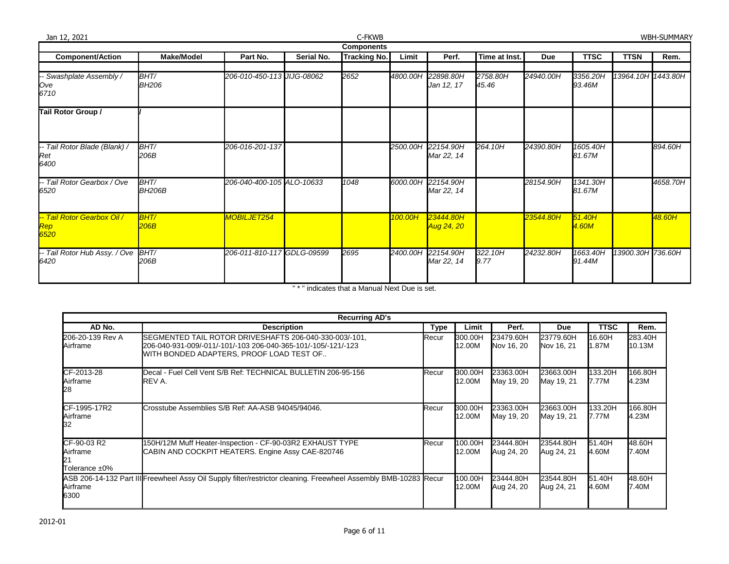Jan 12, 2021 — C-FKWB — WBH-SUMMARY

## Components

| Component/Action | Make/Model | Part No. | Serial No. | Tracking No. | Limit | Perf. | Time at Inst. | Due | TTSC | TTSN | Rem. |
|---|---|---|---|---|---|---|---|---|---|---|---|
| -- Swashplate Assembly / Ove 6710 | BHT/ BH206 | 206-010-450-113 | JIJG-08062 | 2652 | 4800.00H | 22898.80H Jan 12, 17 | 2758.80H 45.46 | 24940.00H | 3356.20H 93.46M | 13964.10H | 1443.80H |
| **Tail Rotor Group /** | / | | | | | | | | | | |
| -- Tail Rotor Blade (Blank) / Ret 6400 | BHT/ 206B | 206-016-201-137 | | | 2500.00H | 22154.90H Mar 22, 14 | 264.10H | 24390.80H | 1605.40H 81.67M | | 894.60H |
| -- Tail Rotor Gearbox / Ove 6520 | BHT/ BH206B | 206-040-400-105 | ALO-10633 | 1048 | 6000.00H | 22154.90H Mar 22, 14 | | 28154.90H | 1341.30H 81.67M | | 4658.70H |
| -- Tail Rotor Gearbox Oil / Rep 6520 | BHT/ 206B | MOBILJET254 | | | 100.00H | 23444.80H Aug 24, 20 | | 23544.80H | 51.40H 4.60M | | 48.60H |
| -- Tail Rotor Hub Assy. / Ove 6420 | BHT/ 206B | 206-011-810-117 | GDLG-09599 | 2695 | 2400.00H | 22154.90H Mar 22, 14 | 322.10H 9.77 | 24232.80H | 1663.40H 91.44M | 13900.30H | 736.60H |

" * " indicates that a Manual Next Due is set.

## Recurring AD's

| AD No. | Description | Type | Limit | Perf. | Due | TTSC | Rem. |
|---|---|---|---|---|---|---|---|
| 206-20-139 Rev A Airframe | SEGMENTED TAIL ROTOR DRIVESHAFTS 206-040-330-003/-101, 206-040-931-009/-011/-101/-103 206-040-365-101/-105/-121/-123 WITH BONDED ADAPTERS, PROOF LOAD TEST OF.. | Recur | 300.00H 12.00M | 23479.60H Nov 16, 20 | 23779.60H Nov 16, 21 | 16.60H 1.87M | 283.40H 10.13M |
| CF-2013-28 Airframe 28 | Decal - Fuel Cell Vent S/B Ref: TECHNICAL BULLETIN 206-95-156 REV A. | Recur | 300.00H 12.00M | 23363.00H May 19, 20 | 23663.00H May 19, 21 | 133.20H 7.77M | 166.80H 4.23M |
| CF-1995-17R2 Airframe 32 | Crosstube Assemblies S/B Ref: AA-ASB 94045/94046. | Recur | 300.00H 12.00M | 23363.00H May 19, 20 | 23663.00H May 19, 21 | 133.20H 7.77M | 166.80H 4.23M |
| CF-90-03 R2 Airframe 21 Tolerance ±0% | 150H/12M Muff Heater-Inspection - CF-90-03R2 EXHAUST TYPE CABIN AND COCKPIT HEATERS. Engine Assy CAE-820746 | Recur | 100.00H 12.00M | 23444.80H Aug 24, 20 | 23544.80H Aug 24, 21 | 51.40H 4.60M | 48.60H 7.40M |
| ASB 206-14-132 Part III Airframe 6300 | Freewheel Assy Oil Supply filter/restrictor cleaning. Freewheel Assembly BMB-10283 | Recur | 100.00H 12.00M | 23444.80H Aug 24, 20 | 23544.80H Aug 24, 21 | 51.40H 4.60M | 48.60H 7.40M |

2012-01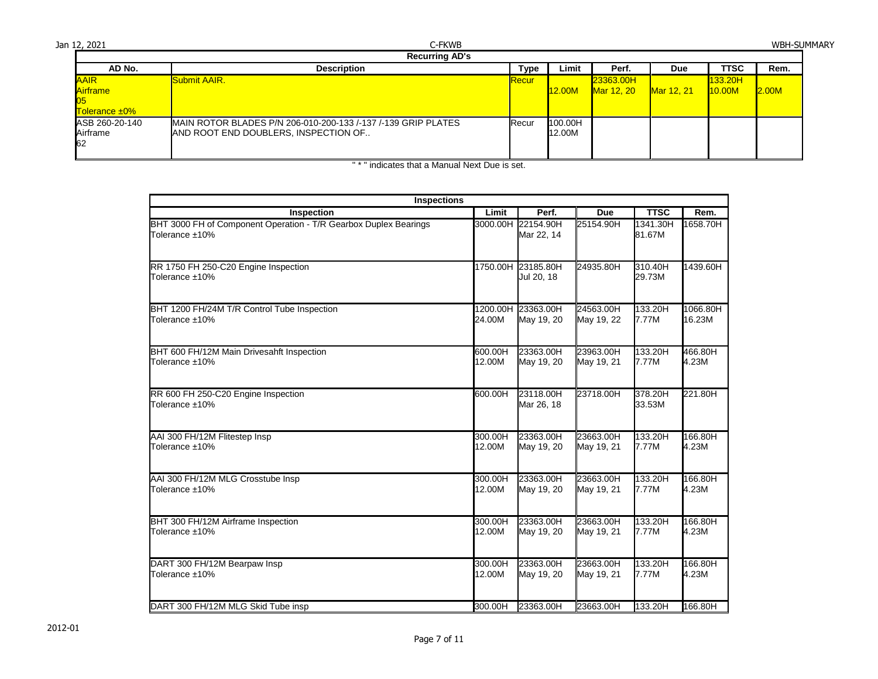Jan 12, 2021 | C-FKWB | WBH-SUMMARY

**Recurring AD's**

| AD No. | Description | Type | Limit | Perf. | Due | TTSC | Rem. |
|---|---|---|---|---|---|---|---|
| AAIR Airframe 05 Tolerance ±0% | Submit AAIR. | Recur | 12.00M | 23363.00H Mar 12, 20 | Mar 12, 21 | 133.20H 10.00M | 2.00M |
| ASB 260-20-140 Airframe 62 | MAIN ROTOR BLADES P/N 206-010-200-133 /-137 /-139 GRIP PLATES AND ROOT END DOUBLERS, INSPECTION OF.. | Recur | 100.00H 12.00M | | | | |

" * " indicates that a Manual Next Due is set.

**Inspections**

| Inspection | Limit | Perf. | Due | TTSC | Rem. |
|---|---|---|---|---|---|
| BHT 3000 FH of Component Operation - T/R Gearbox Duplex Bearings Tolerance ±10% | 3000.00H | 22154.90H Mar 22, 14 | 25154.90H | 1341.30H 81.67M | 1658.70H |
| RR 1750 FH 250-C20 Engine Inspection Tolerance ±10% | 1750.00H | 23185.80H Jul 20, 18 | 24935.80H | 310.40H 29.73M | 1439.60H |
| BHT 1200 FH/24M T/R Control Tube Inspection Tolerance ±10% | 1200.00H 24.00M | 23363.00H May 19, 20 | 24563.00H May 19, 22 | 133.20H 7.77M | 1066.80H 16.23M |
| BHT 600 FH/12M Main Drivesahft Inspection Tolerance ±10% | 600.00H 12.00M | 23363.00H May 19, 20 | 23963.00H May 19, 21 | 133.20H 7.77M | 466.80H 4.23M |
| RR 600 FH 250-C20 Engine Inspection Tolerance ±10% | 600.00H | 23118.00H Mar 26, 18 | 23718.00H | 378.20H 33.53M | 221.80H |
| AAI 300 FH/12M Flitestep Insp Tolerance ±10% | 300.00H 12.00M | 23363.00H May 19, 20 | 23663.00H May 19, 21 | 133.20H 7.77M | 166.80H 4.23M |
| AAI 300 FH/12M MLG Crosstube Insp Tolerance ±10% | 300.00H 12.00M | 23363.00H May 19, 20 | 23663.00H May 19, 21 | 133.20H 7.77M | 166.80H 4.23M |
| BHT 300 FH/12M Airframe Inspection Tolerance ±10% | 300.00H 12.00M | 23363.00H May 19, 20 | 23663.00H May 19, 21 | 133.20H 7.77M | 166.80H 4.23M |
| DART 300 FH/12M Bearpaw Insp Tolerance ±10% | 300.00H 12.00M | 23363.00H May 19, 20 | 23663.00H May 19, 21 | 133.20H 7.77M | 166.80H 4.23M |
| DART 300 FH/12M MLG Skid Tube insp | 300.00H | 23363.00H | 23663.00H | 133.20H | 166.80H |

2012-01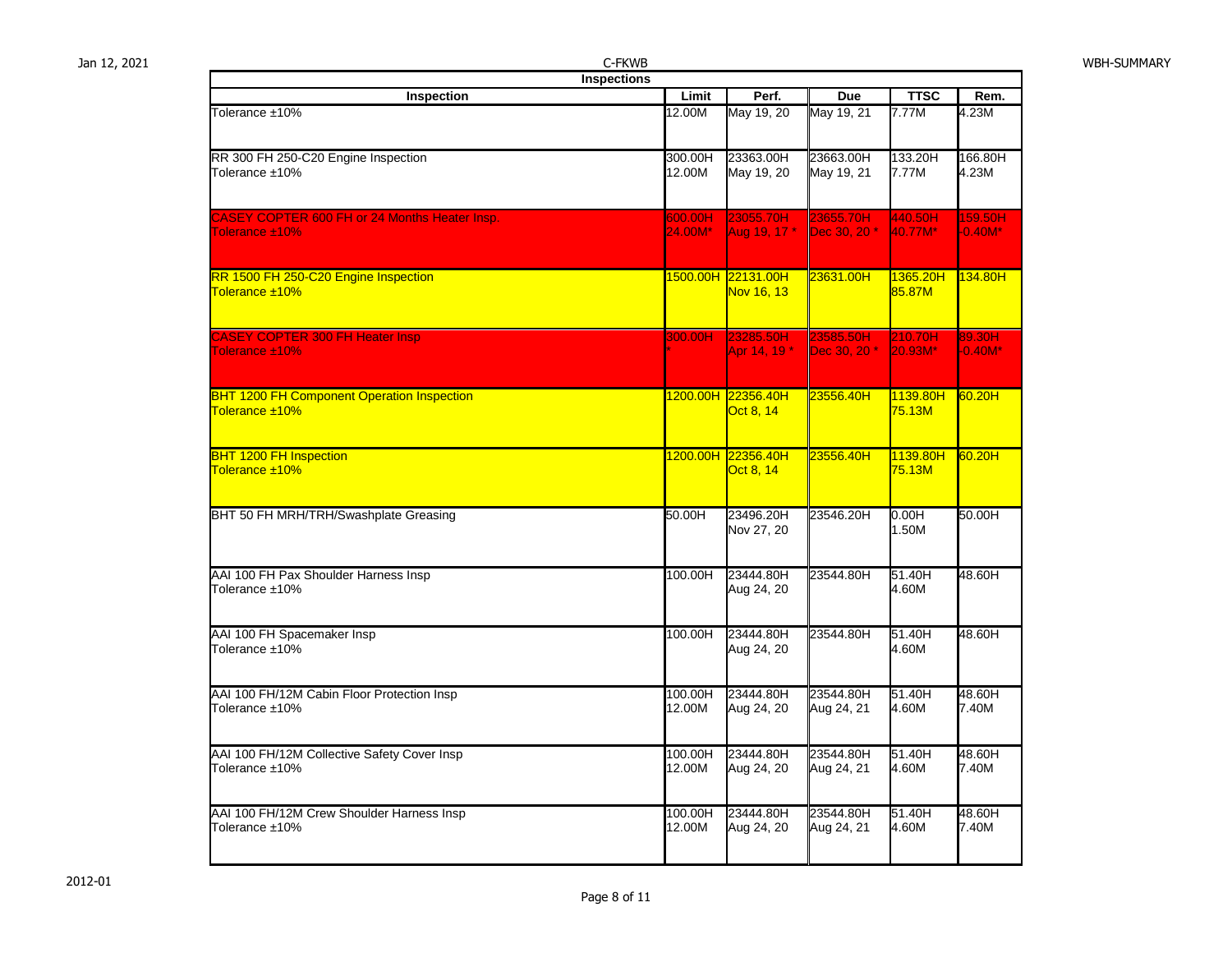C-FKWB

| Inspection | Limit | Perf. | Due | TTSC | Rem. |
|---|---|---|---|---|---|
| Tolerance ±10% | 12.00M | May 19, 20 | May 19, 21 | 7.77M | 4.23M |
| RR 300 FH 250-C20 Engine Inspection<br>Tolerance ±10% | 300.00H<br>12.00M | 23363.00H<br>May 19, 20 | 23663.00H<br>May 19, 21 | 133.20H<br>7.77M | 166.80H<br>4.23M |
| CASEY COPTER 600 FH or 24 Months Heater Insp.<br>Tolerance ±10% | 600.00H<br>24.00M* | 23055.70H<br>Aug 19, 17 * | 23655.70H<br>Dec 30, 20 * | 440.50H<br>40.77M* | 159.50H<br>-0.40M* |
| RR 1500 FH 250-C20 Engine Inspection<br>Tolerance ±10% | 1500.00H | 22131.00H<br>Nov 16, 13 | 23631.00H | 1365.20H<br>85.87M | 134.80H |
| CASEY COPTER 300 FH Heater Insp<br>Tolerance ±10% | 300.00H<br>* | 23285.50H<br>Apr 14, 19 * | 23585.50H<br>Dec 30, 20 * | 210.70H<br>20.93M* | 89.30H<br>-0.40M* |
| BHT 1200 FH Component Operation Inspection<br>Tolerance ±10% | 1200.00H | 22356.40H<br>Oct 8, 14 | 23556.40H | 1139.80H<br>75.13M | 60.20H |
| BHT 1200 FH Inspection<br>Tolerance ±10% | 1200.00H | 22356.40H<br>Oct 8, 14 | 23556.40H | 1139.80H<br>75.13M | 60.20H |
| BHT 50 FH MRH/TRH/Swashplate Greasing | 50.00H | 23496.20H<br>Nov 27, 20 | 23546.20H | 0.00H<br>1.50M | 50.00H |
| AAI 100 FH Pax Shoulder Harness Insp<br>Tolerance ±10% | 100.00H | 23444.80H<br>Aug 24, 20 | 23544.80H | 51.40H<br>4.60M | 48.60H |
| AAI 100 FH Spacemaker Insp<br>Tolerance ±10% | 100.00H | 23444.80H<br>Aug 24, 20 | 23544.80H | 51.40H<br>4.60M | 48.60H |
| AAI 100 FH/12M Cabin Floor Protection Insp<br>Tolerance ±10% | 100.00H<br>12.00M | 23444.80H<br>Aug 24, 20 | 23544.80H<br>Aug 24, 21 | 51.40H<br>4.60M | 48.60H<br>7.40M |
| AAI 100 FH/12M Collective Safety Cover Insp<br>Tolerance ±10% | 100.00H<br>12.00M | 23444.80H<br>Aug 24, 20 | 23544.80H<br>Aug 24, 21 | 51.40H<br>4.60M | 48.60H<br>7.40M |
| AAI 100 FH/12M Crew Shoulder Harness Insp<br>Tolerance ±10% | 100.00H<br>12.00M | 23444.80H<br>Aug 24, 20 | 23544.80H<br>Aug 24, 21 | 51.40H<br>4.60M | 48.60H<br>7.40M |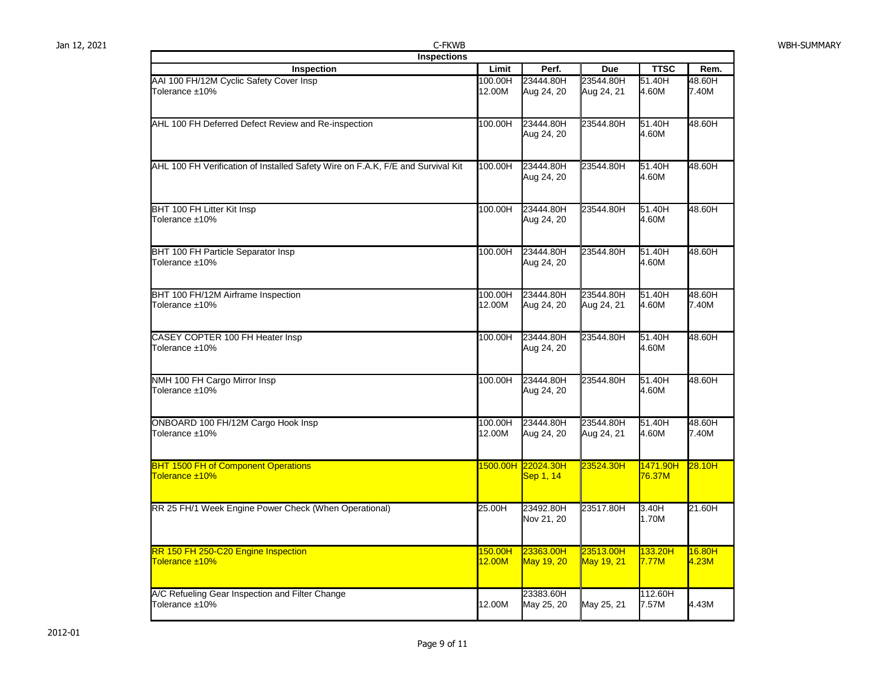**Inspections**

| Inspection | Limit | Perf. | Due | TTSC | Rem. |
|---|---|---|---|---|---|
| AAI 100 FH/12M Cyclic Safety Cover Insp<br>Tolerance ±10% | 100.00H<br>12.00M | 23444.80H<br>Aug 24, 20 | 23544.80H<br>Aug 24, 21 | 51.40H<br>4.60M | 48.60H<br>7.40M |
| AHL 100 FH Deferred Defect Review and Re-inspection | 100.00H | 23444.80H<br>Aug 24, 20 | 23544.80H | 51.40H<br>4.60M | 48.60H |
| AHL 100 FH Verification of Installed Safety Wire on F.A.K, F/E and Survival Kit | 100.00H | 23444.80H<br>Aug 24, 20 | 23544.80H | 51.40H<br>4.60M | 48.60H |
| BHT 100 FH Litter Kit Insp<br>Tolerance ±10% | 100.00H | 23444.80H<br>Aug 24, 20 | 23544.80H | 51.40H<br>4.60M | 48.60H |
| BHT 100 FH Particle Separator Insp<br>Tolerance ±10% | 100.00H | 23444.80H<br>Aug 24, 20 | 23544.80H | 51.40H<br>4.60M | 48.60H |
| BHT 100 FH/12M Airframe Inspection<br>Tolerance ±10% | 100.00H<br>12.00M | 23444.80H<br>Aug 24, 20 | 23544.80H<br>Aug 24, 21 | 51.40H<br>4.60M | 48.60H<br>7.40M |
| CASEY COPTER 100 FH Heater Insp<br>Tolerance ±10% | 100.00H | 23444.80H<br>Aug 24, 20 | 23544.80H | 51.40H<br>4.60M | 48.60H |
| NMH 100 FH Cargo Mirror Insp<br>Tolerance ±10% | 100.00H | 23444.80H<br>Aug 24, 20 | 23544.80H | 51.40H<br>4.60M | 48.60H |
| ONBOARD 100 FH/12M Cargo Hook Insp<br>Tolerance ±10% | 100.00H<br>12.00M | 23444.80H<br>Aug 24, 20 | 23544.80H<br>Aug 24, 21 | 51.40H<br>4.60M | 48.60H<br>7.40M |
| BHT 1500 FH of Component Operations<br>Tolerance ±10% | 1500.00H | 22024.30H<br>Sep 1, 14 | 23524.30H | 1471.90H<br>76.37M | 28.10H |
| RR 25 FH/1 Week Engine Power Check (When Operational) | 25.00H | 23492.80H<br>Nov 21, 20 | 23517.80H | 3.40H<br>1.70M | 21.60H |
| RR 150 FH 250-C20 Engine Inspection<br>Tolerance ±10% | 150.00H<br>12.00M | 23363.00H<br>May 19, 20 | 23513.00H<br>May 19, 21 | 133.20H<br>7.77M | 16.80H<br>4.23M |
| A/C Refueling Gear Inspection and Filter Change<br>Tolerance ±10% | 12.00M | 23383.60H<br>May 25, 20 | May 25, 21 | 112.60H<br>7.57M | 4.43M |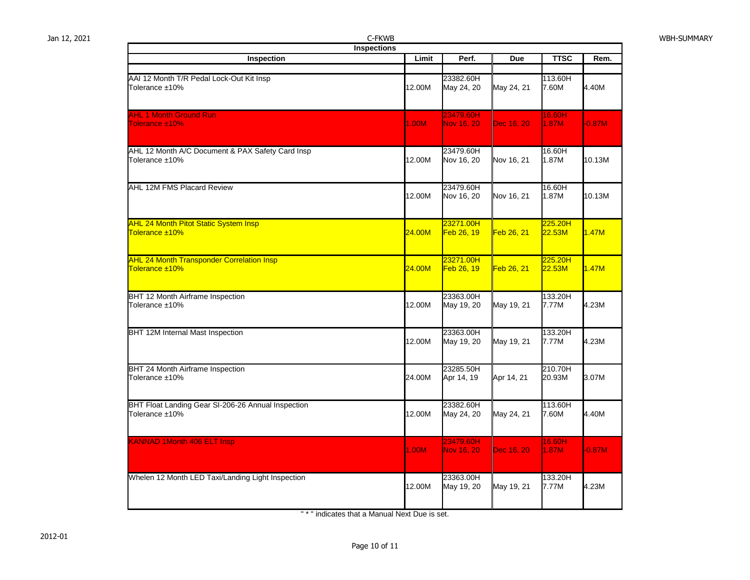## Inspections

| Inspection | Limit | Perf. | Due | TTSC | Rem. |
|---|---|---|---|---|---|
| AAI 12 Month T/R Pedal Lock-Out Kit Insp<br>Tolerance ±10% | 12.00M | 23382.60H<br>May 24, 20 | May 24, 21 | 113.60H<br>7.60M | 4.40M |
| AHL 1 Month Ground Run<br>Tolerance ±10% | 1.00M | 23479.60H<br>Nov 16, 20 | Dec 16, 20 | 16.60H<br>1.87M | -0.87M |
| AHL 12 Month A/C Document & PAX Safety Card Insp<br>Tolerance ±10% | 12.00M | 23479.60H<br>Nov 16, 20 | Nov 16, 21 | 16.60H<br>1.87M | 10.13M |
| AHL 12M FMS Placard Review | 12.00M | 23479.60H<br>Nov 16, 20 | Nov 16, 21 | 16.60H<br>1.87M | 10.13M |
| AHL 24 Month Pitot Static System Insp<br>Tolerance ±10% | 24.00M | 23271.00H<br>Feb 26, 19 | Feb 26, 21 | 225.20H<br>22.53M | 1.47M |
| AHL 24 Month Transponder Correlation Insp<br>Tolerance ±10% | 24.00M | 23271.00H<br>Feb 26, 19 | Feb 26, 21 | 225.20H<br>22.53M | 1.47M |
| BHT 12 Month Airframe Inspection<br>Tolerance ±10% | 12.00M | 23363.00H<br>May 19, 20 | May 19, 21 | 133.20H<br>7.77M | 4.23M |
| BHT 12M Internal Mast Inspection | 12.00M | 23363.00H<br>May 19, 20 | May 19, 21 | 133.20H<br>7.77M | 4.23M |
| BHT 24 Month Airframe Inspection<br>Tolerance ±10% | 24.00M | 23285.50H<br>Apr 14, 19 | Apr 14, 21 | 210.70H<br>20.93M | 3.07M |
| BHT Float Landing Gear SI-206-26 Annual Inspection<br>Tolerance ±10% | 12.00M | 23382.60H<br>May 24, 20 | May 24, 21 | 113.60H<br>7.60M | 4.40M |
| KANNAD 1Month 406 ELT Insp | 1.00M | 23479.60H<br>Nov 16, 20 | Dec 16, 20 | 16.60H<br>1.87M | -0.87M |
| Whelen 12 Month LED Taxi/Landing Light Inspection | 12.00M | 23363.00H<br>May 19, 20 | May 19, 21 | 133.20H<br>7.77M | 4.23M |

" * " indicates that a Manual Next Due is set.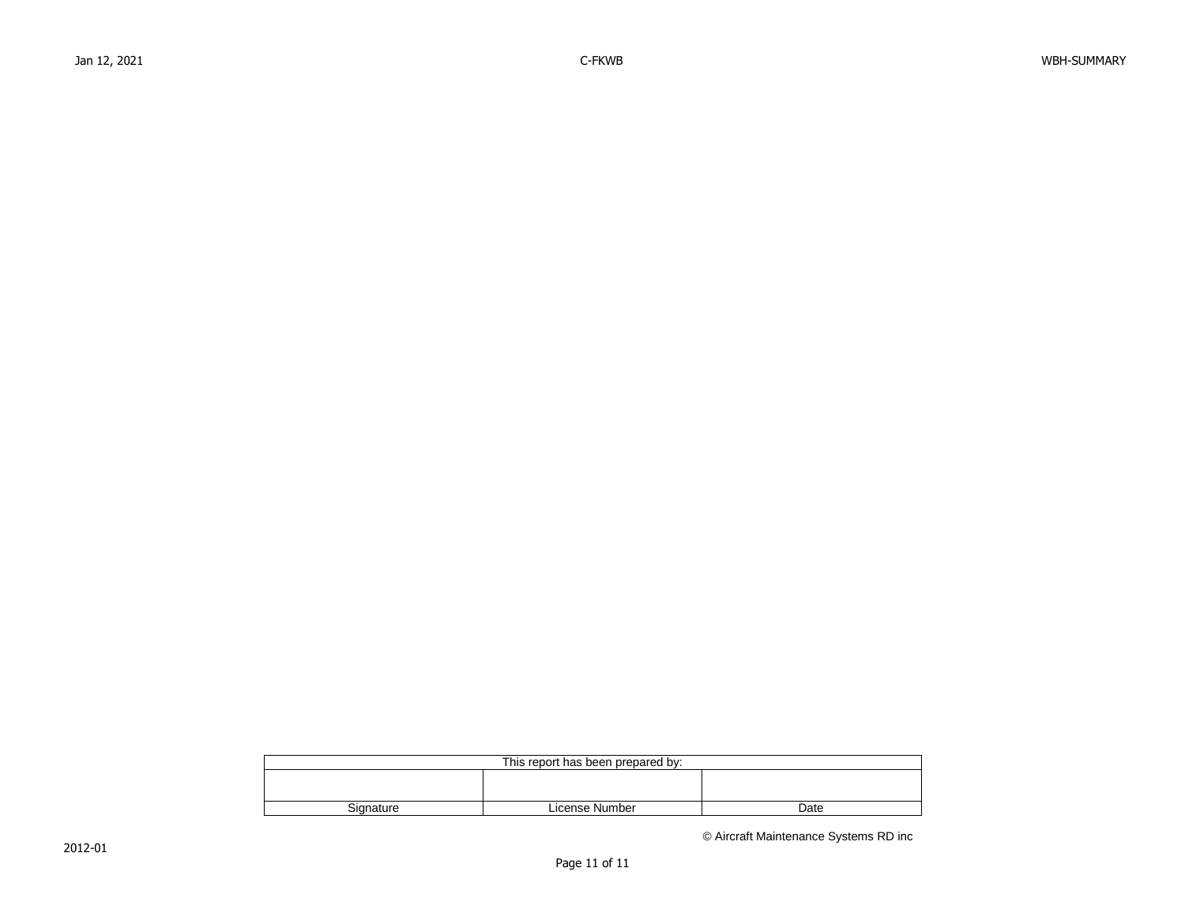| This report has been prepared by: | | |
|---|---|---|
| | | |
| Signature | License Number | Date |

© Aircraft Maintenance Systems RD inc

2012-01